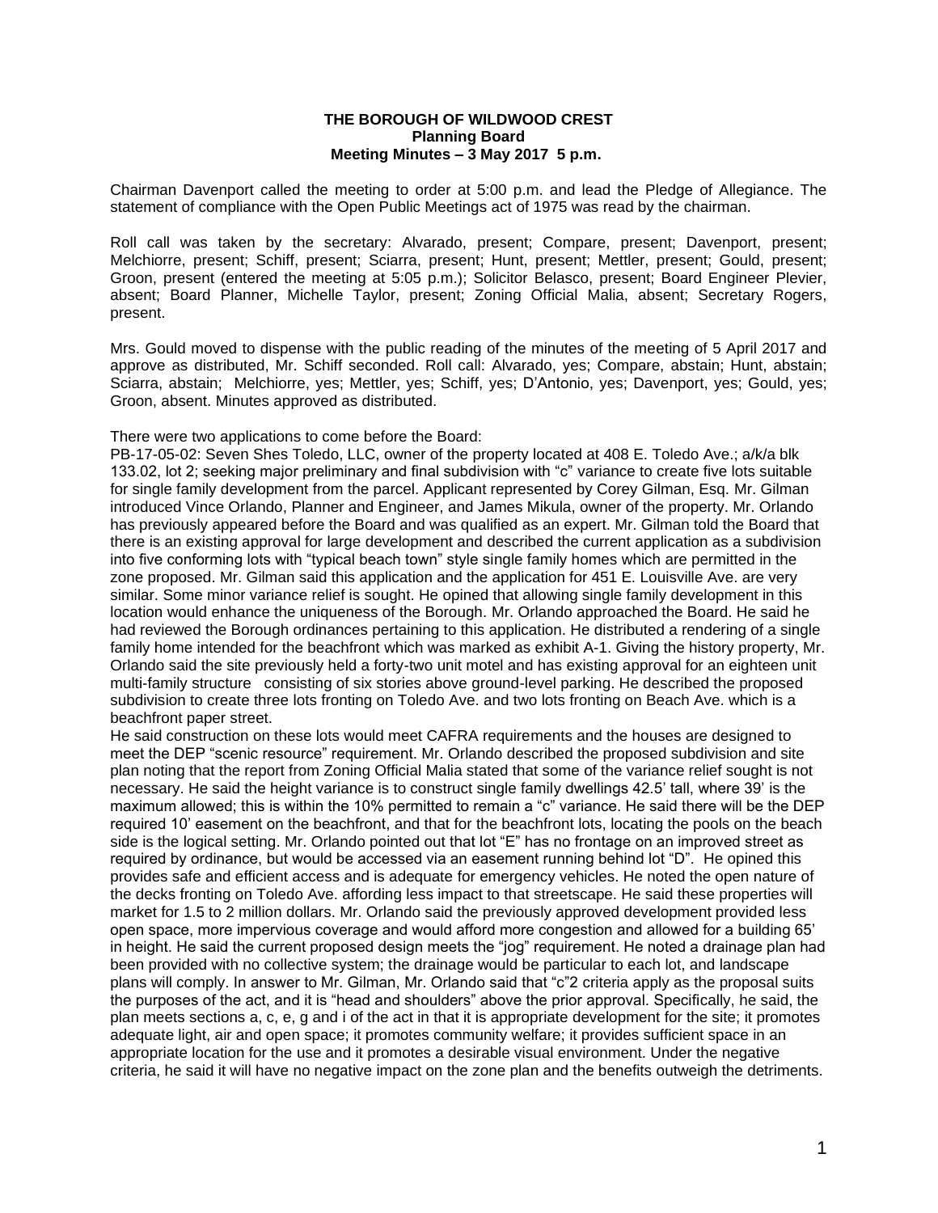**THE BOROUGH OF WILDWOOD CREST**
**Planning Board**
**Meeting Minutes – 3 May 2017 5 p.m.**

Chairman Davenport called the meeting to order at 5:00 p.m. and lead the Pledge of Allegiance. The statement of compliance with the Open Public Meetings act of 1975 was read by the chairman.

Roll call was taken by the secretary: Alvarado, present; Compare, present; Davenport, present; Melchiorre, present; Schiff, present; Sciarra, present; Hunt, present; Mettler, present; Gould, present; Groon, present (entered the meeting at 5:05 p.m.); Solicitor Belasco, present; Board Engineer Plevier, absent; Board Planner, Michelle Taylor, present; Zoning Official Malia, absent; Secretary Rogers, present.

Mrs. Gould moved to dispense with the public reading of the minutes of the meeting of 5 April 2017 and approve as distributed, Mr. Schiff seconded. Roll call: Alvarado, yes; Compare, abstain; Hunt, abstain; Sciarra, abstain; Melchiorre, yes; Mettler, yes; Schiff, yes; D'Antonio, yes; Davenport, yes; Gould, yes; Groon, absent. Minutes approved as distributed.

There were two applications to come before the Board:

PB-17-05-02: Seven Shes Toledo, LLC, owner of the property located at 408 E. Toledo Ave.; a/k/a blk 133.02, lot 2; seeking major preliminary and final subdivision with "c" variance to create five lots suitable for single family development from the parcel. Applicant represented by Corey Gilman, Esq. Mr. Gilman introduced Vince Orlando, Planner and Engineer, and James Mikula, owner of the property. Mr. Orlando has previously appeared before the Board and was qualified as an expert. Mr. Gilman told the Board that there is an existing approval for large development and described the current application as a subdivision into five conforming lots with "typical beach town" style single family homes which are permitted in the zone proposed. Mr. Gilman said this application and the application for 451 E. Louisville Ave. are very similar. Some minor variance relief is sought. He opined that allowing single family development in this location would enhance the uniqueness of the Borough. Mr. Orlando approached the Board. He said he had reviewed the Borough ordinances pertaining to this application. He distributed a rendering of a single family home intended for the beachfront which was marked as exhibit A-1. Giving the history property, Mr. Orlando said the site previously held a forty-two unit motel and has existing approval for an eighteen unit multi-family structure consisting of six stories above ground-level parking. He described the proposed subdivision to create three lots fronting on Toledo Ave. and two lots fronting on Beach Ave. which is a beachfront paper street.

He said construction on these lots would meet CAFRA requirements and the houses are designed to meet the DEP "scenic resource" requirement. Mr. Orlando described the proposed subdivision and site plan noting that the report from Zoning Official Malia stated that some of the variance relief sought is not necessary. He said the height variance is to construct single family dwellings 42.5' tall, where 39' is the maximum allowed; this is within the 10% permitted to remain a "c" variance. He said there will be the DEP required 10' easement on the beachfront, and that for the beachfront lots, locating the pools on the beach side is the logical setting. Mr. Orlando pointed out that lot "E" has no frontage on an improved street as required by ordinance, but would be accessed via an easement running behind lot "D". He opined this provides safe and efficient access and is adequate for emergency vehicles. He noted the open nature of the decks fronting on Toledo Ave. affording less impact to that streetscape. He said these properties will market for 1.5 to 2 million dollars. Mr. Orlando said the previously approved development provided less open space, more impervious coverage and would afford more congestion and allowed for a building 65' in height. He said the current proposed design meets the "jog" requirement. He noted a drainage plan had been provided with no collective system; the drainage would be particular to each lot, and landscape plans will comply. In answer to Mr. Gilman, Mr. Orlando said that "c"2 criteria apply as the proposal suits the purposes of the act, and it is "head and shoulders" above the prior approval. Specifically, he said, the plan meets sections a, c, e, g and i of the act in that it is appropriate development for the site; it promotes adequate light, air and open space; it promotes community welfare; it provides sufficient space in an appropriate location for the use and it promotes a desirable visual environment. Under the negative criteria, he said it will have no negative impact on the zone plan and the benefits outweigh the detriments.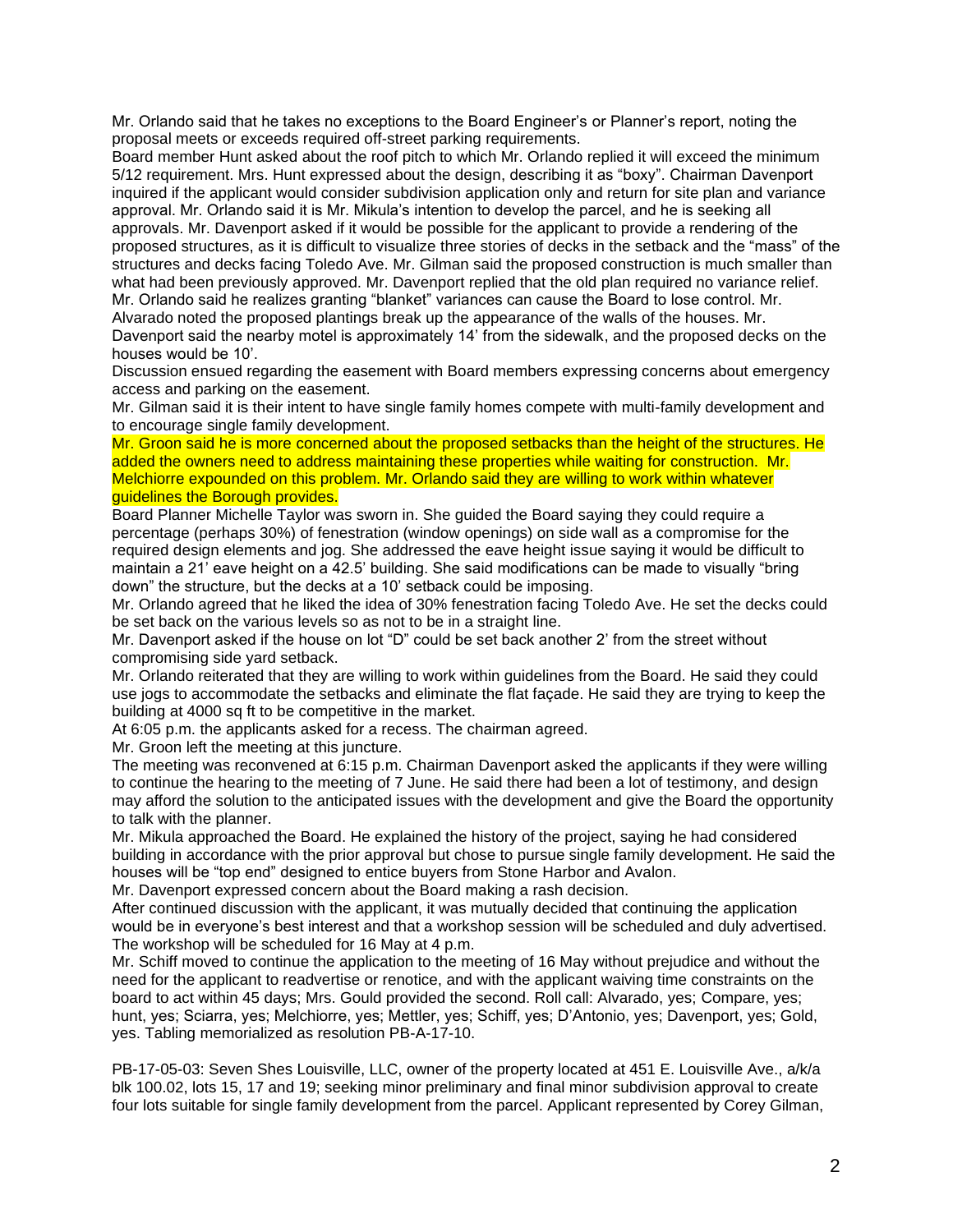Mr. Orlando said that he takes no exceptions to the Board Engineer's or Planner's report, noting the proposal meets or exceeds required off-street parking requirements.

Board member Hunt asked about the roof pitch to which Mr. Orlando replied it will exceed the minimum 5/12 requirement. Mrs. Hunt expressed about the design, describing it as "boxy". Chairman Davenport inquired if the applicant would consider subdivision application only and return for site plan and variance approval. Mr. Orlando said it is Mr. Mikula's intention to develop the parcel, and he is seeking all approvals. Mr. Davenport asked if it would be possible for the applicant to provide a rendering of the proposed structures, as it is difficult to visualize three stories of decks in the setback and the "mass" of the structures and decks facing Toledo Ave. Mr. Gilman said the proposed construction is much smaller than what had been previously approved. Mr. Davenport replied that the old plan required no variance relief. Mr. Orlando said he realizes granting "blanket" variances can cause the Board to lose control. Mr. Alvarado noted the proposed plantings break up the appearance of the walls of the houses. Mr. Davenport said the nearby motel is approximately 14' from the sidewalk, and the proposed decks on the houses would be 10'.

Discussion ensued regarding the easement with Board members expressing concerns about emergency access and parking on the easement.

Mr. Gilman said it is their intent to have single family homes compete with multi-family development and to encourage single family development.

Mr. Groon said he is more concerned about the proposed setbacks than the height of the structures. He added the owners need to address maintaining these properties while waiting for construction. Mr. Melchiorre expounded on this problem. Mr. Orlando said they are willing to work within whatever guidelines the Borough provides.

Board Planner Michelle Taylor was sworn in. She guided the Board saying they could require a percentage (perhaps 30%) of fenestration (window openings) on side wall as a compromise for the required design elements and jog. She addressed the eave height issue saying it would be difficult to maintain a 21' eave height on a 42.5' building. She said modifications can be made to visually "bring down" the structure, but the decks at a 10' setback could be imposing.

Mr. Orlando agreed that he liked the idea of 30% fenestration facing Toledo Ave. He set the decks could be set back on the various levels so as not to be in a straight line.

Mr. Davenport asked if the house on lot "D" could be set back another 2' from the street without compromising side yard setback.

Mr. Orlando reiterated that they are willing to work within guidelines from the Board. He said they could use jogs to accommodate the setbacks and eliminate the flat façade. He said they are trying to keep the building at 4000 sq ft to be competitive in the market.

At 6:05 p.m. the applicants asked for a recess. The chairman agreed.

Mr. Groon left the meeting at this juncture.

The meeting was reconvened at 6:15 p.m. Chairman Davenport asked the applicants if they were willing to continue the hearing to the meeting of 7 June. He said there had been a lot of testimony, and design may afford the solution to the anticipated issues with the development and give the Board the opportunity to talk with the planner.

Mr. Mikula approached the Board. He explained the history of the project, saying he had considered building in accordance with the prior approval but chose to pursue single family development. He said the houses will be "top end" designed to entice buyers from Stone Harbor and Avalon.

Mr. Davenport expressed concern about the Board making a rash decision.

After continued discussion with the applicant, it was mutually decided that continuing the application would be in everyone's best interest and that a workshop session will be scheduled and duly advertised. The workshop will be scheduled for 16 May at 4 p.m.

Mr. Schiff moved to continue the application to the meeting of 16 May without prejudice and without the need for the applicant to readvertise or renotice, and with the applicant waiving time constraints on the board to act within 45 days; Mrs. Gould provided the second. Roll call: Alvarado, yes; Compare, yes; hunt, yes; Sciarra, yes; Melchiorre, yes; Mettler, yes; Schiff, yes; D'Antonio, yes; Davenport, yes; Gold, yes. Tabling memorialized as resolution PB-A-17-10.

PB-17-05-03: Seven Shes Louisville, LLC, owner of the property located at 451 E. Louisville Ave., a/k/a blk 100.02, lots 15, 17 and 19; seeking minor preliminary and final minor subdivision approval to create four lots suitable for single family development from the parcel. Applicant represented by Corey Gilman,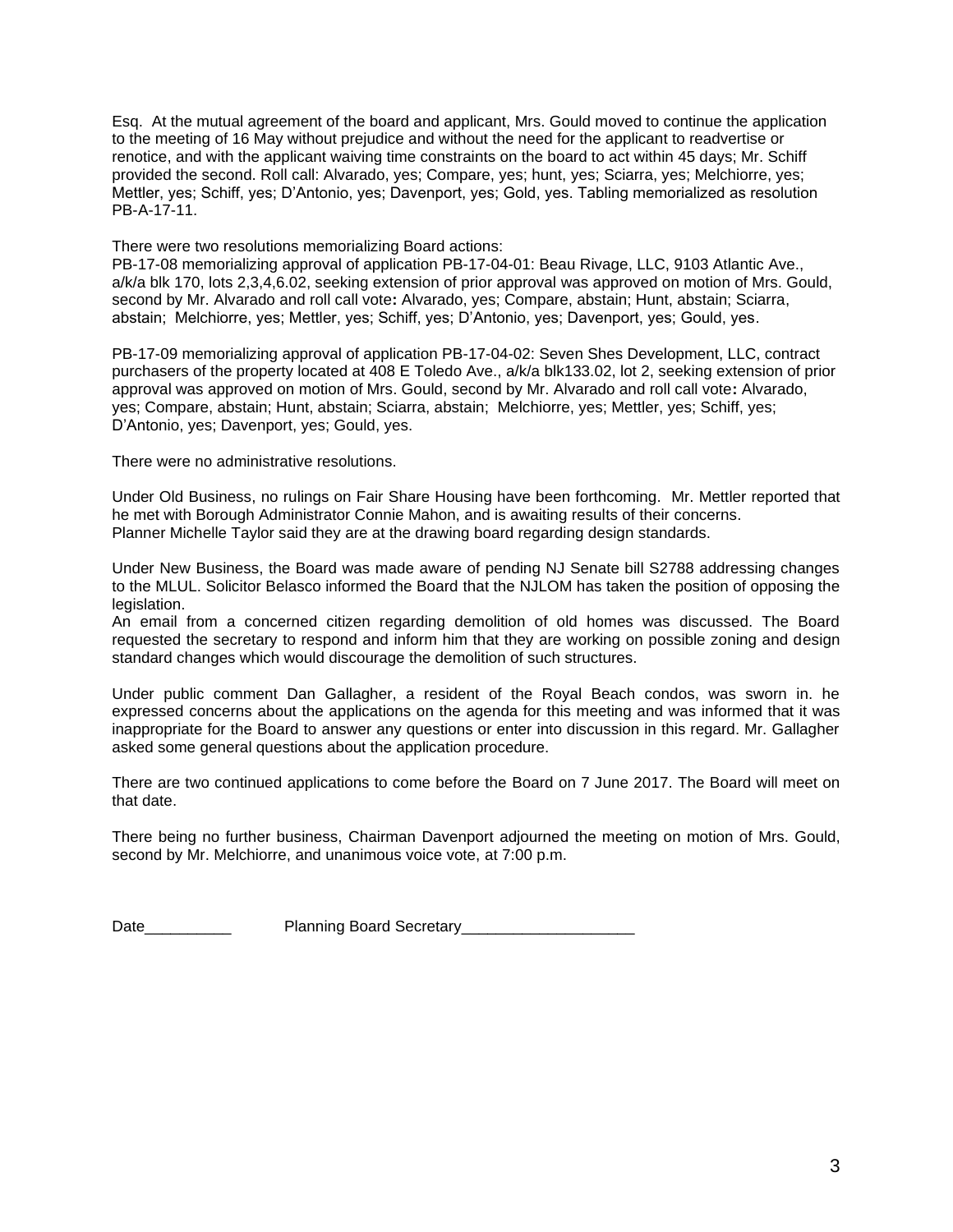Esq. At the mutual agreement of the board and applicant, Mrs. Gould moved to continue the application to the meeting of 16 May without prejudice and without the need for the applicant to readvertise or renotice, and with the applicant waiving time constraints on the board to act within 45 days; Mr. Schiff provided the second. Roll call: Alvarado, yes; Compare, yes; hunt, yes; Sciarra, yes; Melchiorre, yes; Mettler, yes; Schiff, yes; D'Antonio, yes; Davenport, yes; Gold, yes. Tabling memorialized as resolution PB-A-17-11.

There were two resolutions memorializing Board actions:
PB-17-08 memorializing approval of application PB-17-04-01: Beau Rivage, LLC, 9103 Atlantic Ave., a/k/a blk 170, lots 2,3,4,6.02, seeking extension of prior approval was approved on motion of Mrs. Gould, second by Mr. Alvarado and roll call vote**:** Alvarado, yes; Compare, abstain; Hunt, abstain; Sciarra, abstain; Melchiorre, yes; Mettler, yes; Schiff, yes; D'Antonio, yes; Davenport, yes; Gould, yes.

PB-17-09 memorializing approval of application PB-17-04-02: Seven Shes Development, LLC, contract purchasers of the property located at 408 E Toledo Ave., a/k/a blk133.02, lot 2, seeking extension of prior approval was approved on motion of Mrs. Gould, second by Mr. Alvarado and roll call vote**:** Alvarado, yes; Compare, abstain; Hunt, abstain; Sciarra, abstain; Melchiorre, yes; Mettler, yes; Schiff, yes; D'Antonio, yes; Davenport, yes; Gould, yes.

There were no administrative resolutions.

Under Old Business, no rulings on Fair Share Housing have been forthcoming. Mr. Mettler reported that he met with Borough Administrator Connie Mahon, and is awaiting results of their concerns.
Planner Michelle Taylor said they are at the drawing board regarding design standards.

Under New Business, the Board was made aware of pending NJ Senate bill S2788 addressing changes to the MLUL. Solicitor Belasco informed the Board that the NJLOM has taken the position of opposing the legislation.
An email from a concerned citizen regarding demolition of old homes was discussed. The Board requested the secretary to respond and inform him that they are working on possible zoning and design standard changes which would discourage the demolition of such structures.

Under public comment Dan Gallagher, a resident of the Royal Beach condos, was sworn in. he expressed concerns about the applications on the agenda for this meeting and was informed that it was inappropriate for the Board to answer any questions or enter into discussion in this regard. Mr. Gallagher asked some general questions about the application procedure.

There are two continued applications to come before the Board on 7 June 2017. The Board will meet on that date.

There being no further business, Chairman Davenport adjourned the meeting on motion of Mrs. Gould, second by Mr. Melchiorre, and unanimous voice vote, at 7:00 p.m.

Date__________ Planning Board Secretary____________________